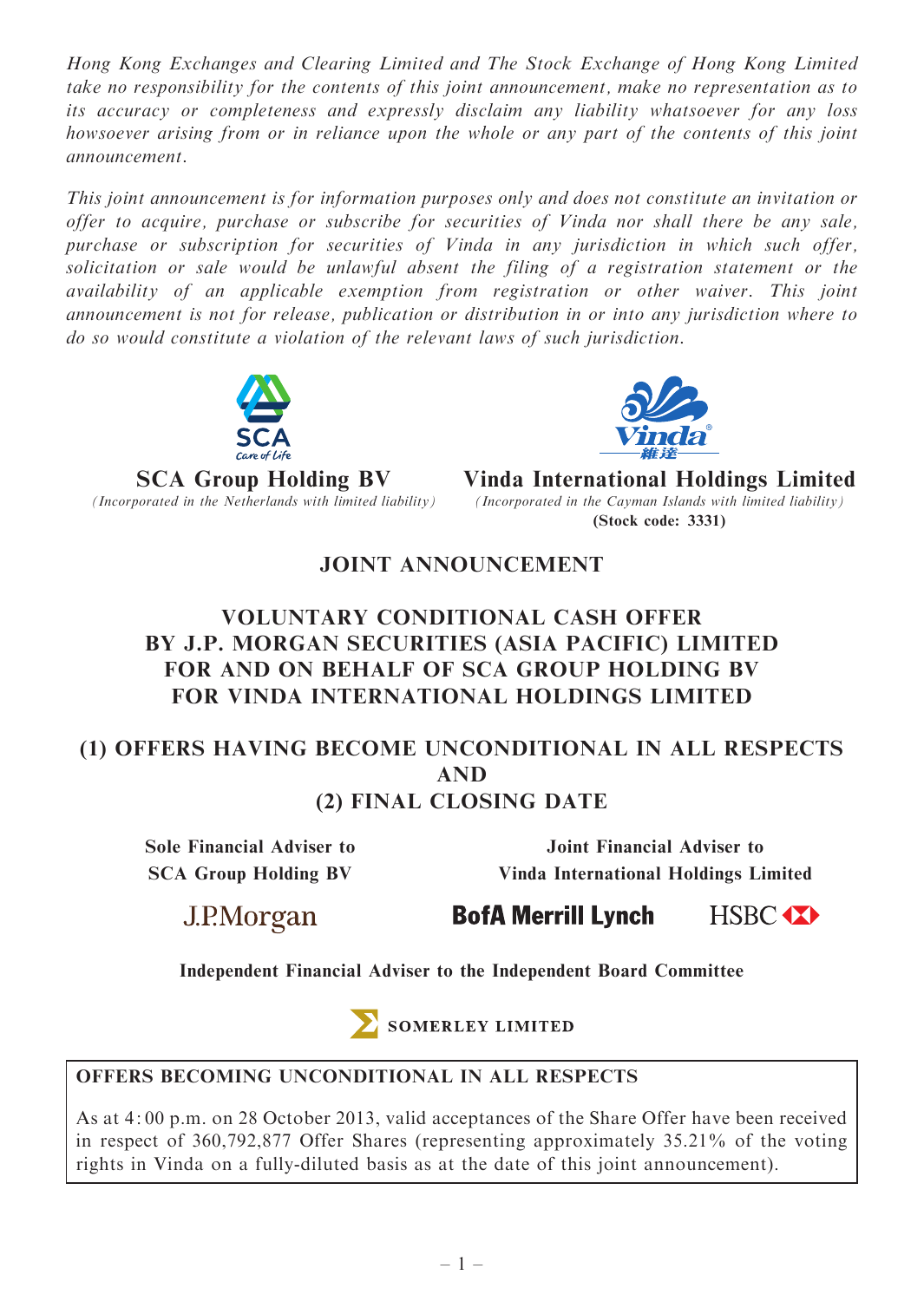*Hong Kong Exchanges and Clearing Limited and The Stock Exchange of Hong Kong Limited take no responsibility for the contents of this joint announcement, make no representation as to its accuracy or completeness and expressly disclaim any liability whatsoever for any loss howsoever arising from or in reliance upon the whole or any part of the contents of this joint announcement.*

*This joint announcement is for information purposes only and does not constitute an invitation or offer to acquire, purchase or subscribe for securities of Vinda nor shall there be any sale, purchase or subscription for securities of Vinda in any jurisdiction in which such offer, solicitation or sale would be unlawful absent the filing of a registration statement or the availability of an applicable exemption from registration or other waiver. This joint announcement is not for release, publication or distribution in or into any jurisdiction where to do so would constitute a violation of the relevant laws of such jurisdiction.*

**SCA Group Holding BV**
*(Incorporated in the Netherlands with limited liability)*

**Vinda International Holdings Limited**
*(Incorporated in the Cayman Islands with limited liability)*
**(Stock code: 3331)**

# JOINT ANNOUNCEMENT

# VOLUNTARY CONDITIONAL CASH OFFER BY J.P. MORGAN SECURITIES (ASIA PACIFIC) LIMITED FOR AND ON BEHALF OF SCA GROUP HOLDING BV FOR VINDA INTERNATIONAL HOLDINGS LIMITED

# (1) OFFERS HAVING BECOME UNCONDITIONAL IN ALL RESPECTS AND (2) FINAL CLOSING DATE

**Sole Financial Adviser to SCA Group Holding BV**

J.P.Morgan

**Joint Financial Adviser to Vinda International Holdings Limited**

BofA Merrill Lynch  HSBC

**Independent Financial Adviser to the Independent Board Committee**

SOMERLEY LIMITED

**OFFERS BECOMING UNCONDITIONAL IN ALL RESPECTS**

As at 4:00 p.m. on 28 October 2013, valid acceptances of the Share Offer have been received in respect of 360,792,877 Offer Shares (representing approximately 35.21% of the voting rights in Vinda on a fully-diluted basis as at the date of this joint announcement).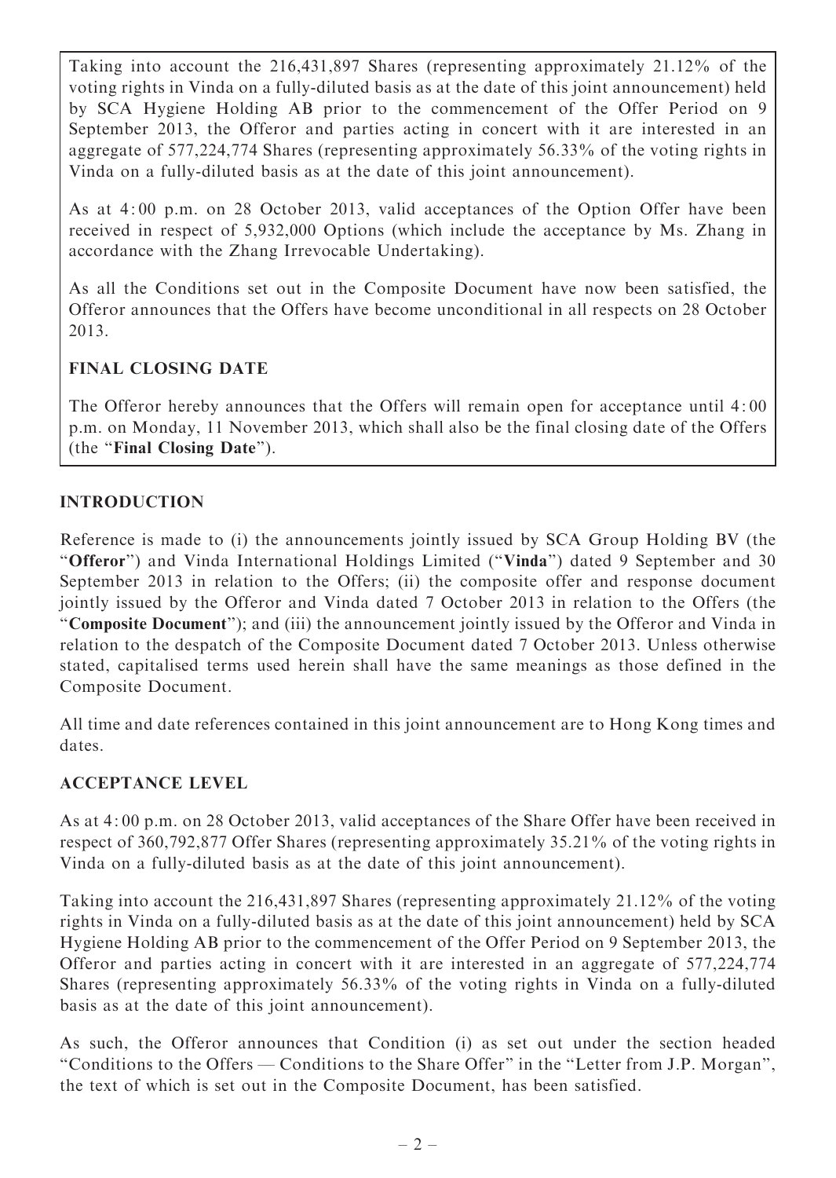Taking into account the 216,431,897 Shares (representing approximately 21.12% of the voting rights in Vinda on a fully-diluted basis as at the date of this joint announcement) held by SCA Hygiene Holding AB prior to the commencement of the Offer Period on 9 September 2013, the Offeror and parties acting in concert with it are interested in an aggregate of 577,224,774 Shares (representing approximately 56.33% of the voting rights in Vinda on a fully-diluted basis as at the date of this joint announcement).

As at 4:00 p.m. on 28 October 2013, valid acceptances of the Option Offer have been received in respect of 5,932,000 Options (which include the acceptance by Ms. Zhang in accordance with the Zhang Irrevocable Undertaking).

As all the Conditions set out in the Composite Document have now been satisfied, the Offeror announces that the Offers have become unconditional in all respects on 28 October 2013.

## FINAL CLOSING DATE

The Offeror hereby announces that the Offers will remain open for acceptance until 4:00 p.m. on Monday, 11 November 2013, which shall also be the final closing date of the Offers (the "**Final Closing Date**").

## INTRODUCTION

Reference is made to (i) the announcements jointly issued by SCA Group Holding BV (the "**Offeror**") and Vinda International Holdings Limited ("**Vinda**") dated 9 September and 30 September 2013 in relation to the Offers; (ii) the composite offer and response document jointly issued by the Offeror and Vinda dated 7 October 2013 in relation to the Offers (the "**Composite Document**"); and (iii) the announcement jointly issued by the Offeror and Vinda in relation to the despatch of the Composite Document dated 7 October 2013. Unless otherwise stated, capitalised terms used herein shall have the same meanings as those defined in the Composite Document.

All time and date references contained in this joint announcement are to Hong Kong times and dates.

## ACCEPTANCE LEVEL

As at 4:00 p.m. on 28 October 2013, valid acceptances of the Share Offer have been received in respect of 360,792,877 Offer Shares (representing approximately 35.21% of the voting rights in Vinda on a fully-diluted basis as at the date of this joint announcement).

Taking into account the 216,431,897 Shares (representing approximately 21.12% of the voting rights in Vinda on a fully-diluted basis as at the date of this joint announcement) held by SCA Hygiene Holding AB prior to the commencement of the Offer Period on 9 September 2013, the Offeror and parties acting in concert with it are interested in an aggregate of 577,224,774 Shares (representing approximately 56.33% of the voting rights in Vinda on a fully-diluted basis as at the date of this joint announcement).

As such, the Offeror announces that Condition (i) as set out under the section headed "Conditions to the Offers — Conditions to the Share Offer" in the "Letter from J.P. Morgan", the text of which is set out in the Composite Document, has been satisfied.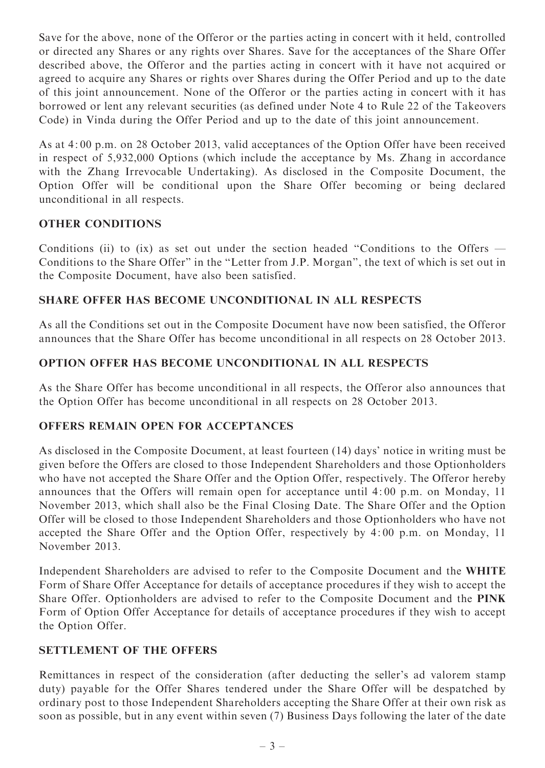Save for the above, none of the Offeror or the parties acting in concert with it held, controlled or directed any Shares or any rights over Shares. Save for the acceptances of the Share Offer described above, the Offeror and the parties acting in concert with it have not acquired or agreed to acquire any Shares or rights over Shares during the Offer Period and up to the date of this joint announcement. None of the Offeror or the parties acting in concert with it has borrowed or lent any relevant securities (as defined under Note 4 to Rule 22 of the Takeovers Code) in Vinda during the Offer Period and up to the date of this joint announcement.

As at 4:00 p.m. on 28 October 2013, valid acceptances of the Option Offer have been received in respect of 5,932,000 Options (which include the acceptance by Ms. Zhang in accordance with the Zhang Irrevocable Undertaking). As disclosed in the Composite Document, the Option Offer will be conditional upon the Share Offer becoming or being declared unconditional in all respects.

## OTHER CONDITIONS

Conditions (ii) to (ix) as set out under the section headed "Conditions to the Offers — Conditions to the Share Offer" in the "Letter from J.P. Morgan", the text of which is set out in the Composite Document, have also been satisfied.

## SHARE OFFER HAS BECOME UNCONDITIONAL IN ALL RESPECTS

As all the Conditions set out in the Composite Document have now been satisfied, the Offeror announces that the Share Offer has become unconditional in all respects on 28 October 2013.

## OPTION OFFER HAS BECOME UNCONDITIONAL IN ALL RESPECTS

As the Share Offer has become unconditional in all respects, the Offeror also announces that the Option Offer has become unconditional in all respects on 28 October 2013.

## OFFERS REMAIN OPEN FOR ACCEPTANCES

As disclosed in the Composite Document, at least fourteen (14) days' notice in writing must be given before the Offers are closed to those Independent Shareholders and those Optionholders who have not accepted the Share Offer and the Option Offer, respectively. The Offeror hereby announces that the Offers will remain open for acceptance until 4:00 p.m. on Monday, 11 November 2013, which shall also be the Final Closing Date. The Share Offer and the Option Offer will be closed to those Independent Shareholders and those Optionholders who have not accepted the Share Offer and the Option Offer, respectively by 4:00 p.m. on Monday, 11 November 2013.

Independent Shareholders are advised to refer to the Composite Document and the **WHITE** Form of Share Offer Acceptance for details of acceptance procedures if they wish to accept the Share Offer. Optionholders are advised to refer to the Composite Document and the **PINK** Form of Option Offer Acceptance for details of acceptance procedures if they wish to accept the Option Offer.

## SETTLEMENT OF THE OFFERS

Remittances in respect of the consideration (after deducting the seller's ad valorem stamp duty) payable for the Offer Shares tendered under the Share Offer will be despatched by ordinary post to those Independent Shareholders accepting the Share Offer at their own risk as soon as possible, but in any event within seven (7) Business Days following the later of the date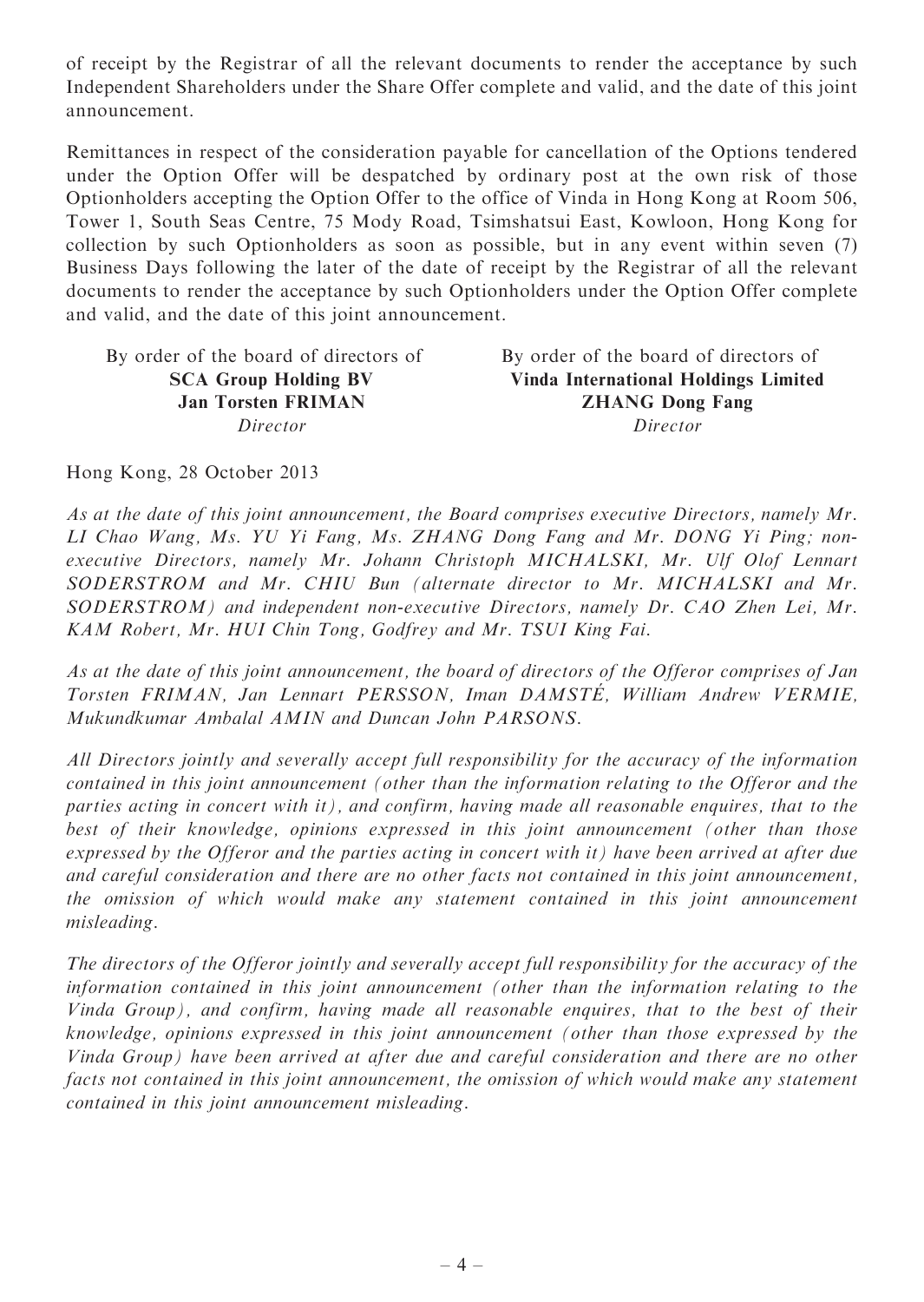of receipt by the Registrar of all the relevant documents to render the acceptance by such Independent Shareholders under the Share Offer complete and valid, and the date of this joint announcement.

Remittances in respect of the consideration payable for cancellation of the Options tendered under the Option Offer will be despatched by ordinary post at the own risk of those Optionholders accepting the Option Offer to the office of Vinda in Hong Kong at Room 506, Tower 1, South Seas Centre, 75 Mody Road, Tsimshatsui East, Kowloon, Hong Kong for collection by such Optionholders as soon as possible, but in any event within seven (7) Business Days following the later of the date of receipt by the Registrar of all the relevant documents to render the acceptance by such Optionholders under the Option Offer complete and valid, and the date of this joint announcement.

By order of the board of directors of
**SCA Group Holding BV**
**Jan Torsten FRIMAN**
*Director*

By order of the board of directors of
**Vinda International Holdings Limited**
**ZHANG Dong Fang**
*Director*

Hong Kong, 28 October 2013

*As at the date of this joint announcement, the Board comprises executive Directors, namely Mr. LI Chao Wang, Ms. YU Yi Fang, Ms. ZHANG Dong Fang and Mr. DONG Yi Ping; non-executive Directors, namely Mr. Johann Christoph MICHALSKI, Mr. Ulf Olof Lennart SODERSTROM and Mr. CHIU Bun (alternate director to Mr. MICHALSKI and Mr. SODERSTROM) and independent non-executive Directors, namely Dr. CAO Zhen Lei, Mr. KAM Robert, Mr. HUI Chin Tong, Godfrey and Mr. TSUI King Fai.*

*As at the date of this joint announcement, the board of directors of the Offeror comprises of Jan Torsten FRIMAN, Jan Lennart PERSSON, Iman DAMSTÉ, William Andrew VERMIE, Mukundkumar Ambalal AMIN and Duncan John PARSONS.*

*All Directors jointly and severally accept full responsibility for the accuracy of the information contained in this joint announcement (other than the information relating to the Offeror and the parties acting in concert with it), and confirm, having made all reasonable enquires, that to the best of their knowledge, opinions expressed in this joint announcement (other than those expressed by the Offeror and the parties acting in concert with it) have been arrived at after due and careful consideration and there are no other facts not contained in this joint announcement, the omission of which would make any statement contained in this joint announcement misleading.*

*The directors of the Offeror jointly and severally accept full responsibility for the accuracy of the information contained in this joint announcement (other than the information relating to the Vinda Group), and confirm, having made all reasonable enquires, that to the best of their knowledge, opinions expressed in this joint announcement (other than those expressed by the Vinda Group) have been arrived at after due and careful consideration and there are no other facts not contained in this joint announcement, the omission of which would make any statement contained in this joint announcement misleading.*